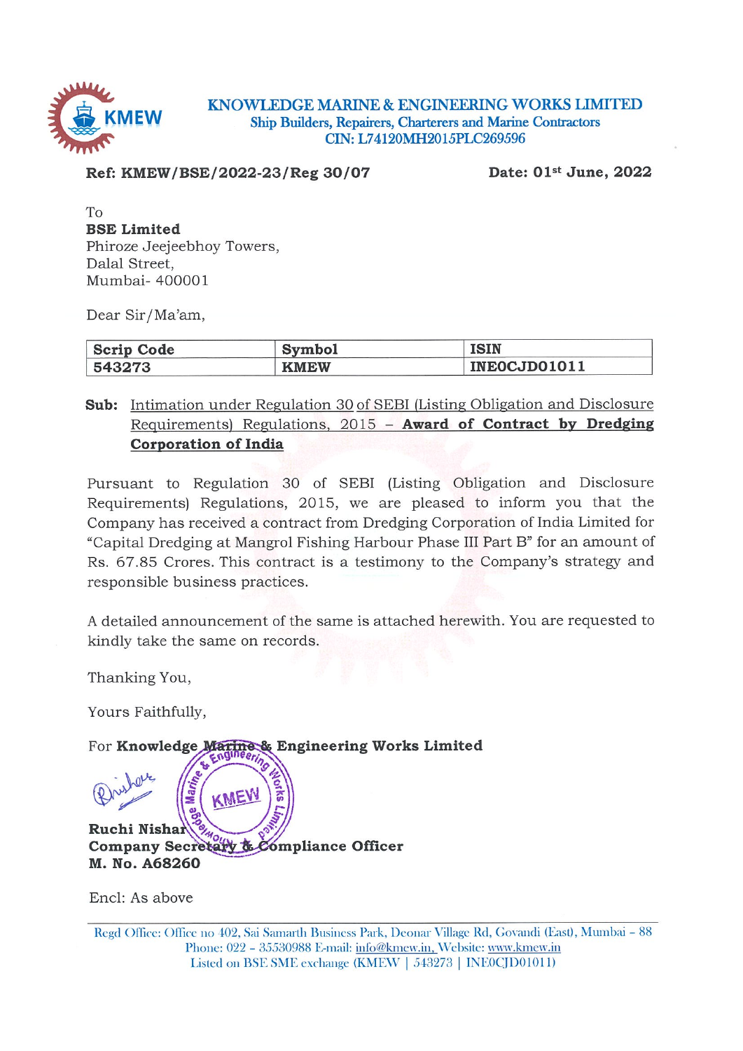# KNOWLEDGE MARINE & ENGINEERING WORKS LIMITED

Ship Builders, Repairers, Charterers and Marine Contractors

CIN: L74120MH2015PLC269596

**Ref: KMEW/BSE/2022-23/Reg 30/07** **Date: 01st June, 2022**

To
**BSE Limited**
Phiroze Jeejeebhoy Towers,
Dalal Street,
Mumbai- 400001

Dear Sir/Ma'am,

| Scrip Code | Symbol | ISIN |
|---|---|---|
| 543273 | KMEW | INE0CJD01011 |

**Sub:** Intimation under Regulation 30 of SEBI (Listing Obligation and Disclosure Requirements) Regulations, 2015 – **Award of Contract by Dredging Corporation of India**

Pursuant to Regulation 30 of SEBI (Listing Obligation and Disclosure Requirements) Regulations, 2015, we are pleased to inform you that the Company has received a contract from Dredging Corporation of India Limited for "Capital Dredging at Mangrol Fishing Harbour Phase III Part B" for an amount of Rs. 67.85 Crores. This contract is a testimony to the Company's strategy and responsible business practices.

A detailed announcement of the same is attached herewith. You are requested to kindly take the same on records.

Thanking You,

Yours Faithfully,

For **Knowledge Marine & Engineering Works Limited**

**Ruchi Nishar**
**Company Secretary & Compliance Officer**
**M. No. A68260**

Encl: As above

Regd Office: Office no 402, Sai Samarth Business Park, Deonar Village Rd, Govandi (East), Mumbai – 88
Phone: 022 – 35530988 E-mail: info@kmew.in, Website: www.kmew.in
Listed on BSE SME exchange (KMEW | 543273 | INE0CJD01011)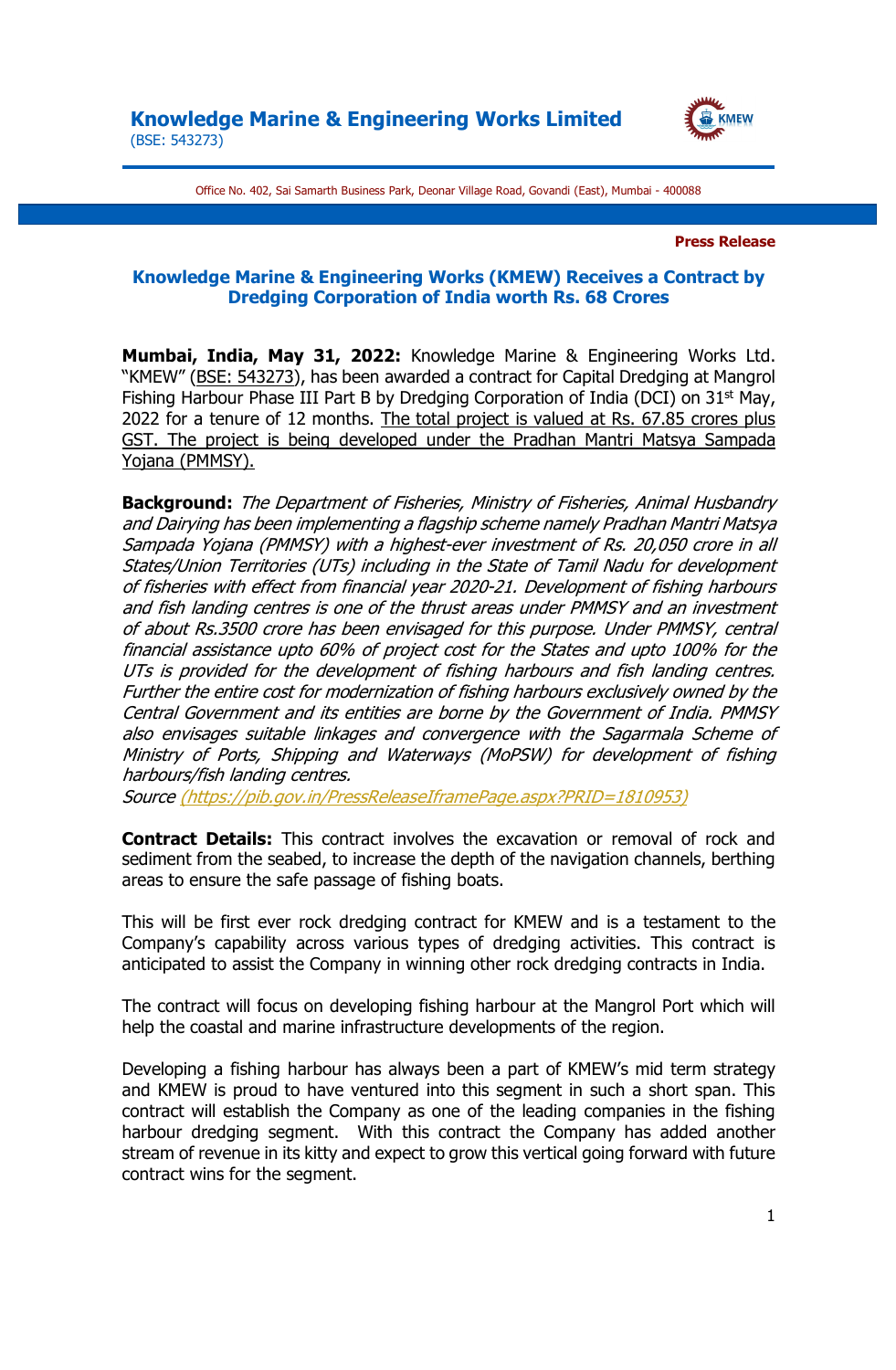**Knowledge Marine & Engineering Works Limited**
(BSE: 543273)

Office No. 402, Sai Samarth Business Park, Deonar Village Road, Govandi (East), Mumbai - 400088

**Press Release**

## Knowledge Marine & Engineering Works (KMEW) Receives a Contract by Dredging Corporation of India worth Rs. 68 Crores

**Mumbai, India, May 31, 2022:** Knowledge Marine & Engineering Works Ltd. "KMEW" (BSE: 543273), has been awarded a contract for Capital Dredging at Mangrol Fishing Harbour Phase III Part B by Dredging Corporation of India (DCI) on 31st May, 2022 for a tenure of 12 months. The total project is valued at Rs. 67.85 crores plus GST. The project is being developed under the Pradhan Mantri Matsya Sampada Yojana (PMMSY).

**Background:** *The Department of Fisheries, Ministry of Fisheries, Animal Husbandry and Dairying has been implementing a flagship scheme namely Pradhan Mantri Matsya Sampada Yojana (PMMSY) with a highest-ever investment of Rs. 20,050 crore in all States/Union Territories (UTs) including in the State of Tamil Nadu for development of fisheries with effect from financial year 2020-21. Development of fishing harbours and fish landing centres is one of the thrust areas under PMMSY and an investment of about Rs.3500 crore has been envisaged for this purpose. Under PMMSY, central financial assistance upto 60% of project cost for the States and upto 100% for the UTs is provided for the development of fishing harbours and fish landing centres. Further the entire cost for modernization of fishing harbours exclusively owned by the Central Government and its entities are borne by the Government of India. PMMSY also envisages suitable linkages and convergence with the Sagarmala Scheme of Ministry of Ports, Shipping and Waterways (MoPSW) for development of fishing harbours/fish landing centres.*
*Source (https://pib.gov.in/PressReleaseIframePage.aspx?PRID=1810953)*

**Contract Details:** This contract involves the excavation or removal of rock and sediment from the seabed, to increase the depth of the navigation channels, berthing areas to ensure the safe passage of fishing boats.

This will be first ever rock dredging contract for KMEW and is a testament to the Company's capability across various types of dredging activities. This contract is anticipated to assist the Company in winning other rock dredging contracts in India.

The contract will focus on developing fishing harbour at the Mangrol Port which will help the coastal and marine infrastructure developments of the region.

Developing a fishing harbour has always been a part of KMEW's mid term strategy and KMEW is proud to have ventured into this segment in such a short span. This contract will establish the Company as one of the leading companies in the fishing harbour dredging segment. With this contract the Company has added another stream of revenue in its kitty and expect to grow this vertical going forward with future contract wins for the segment.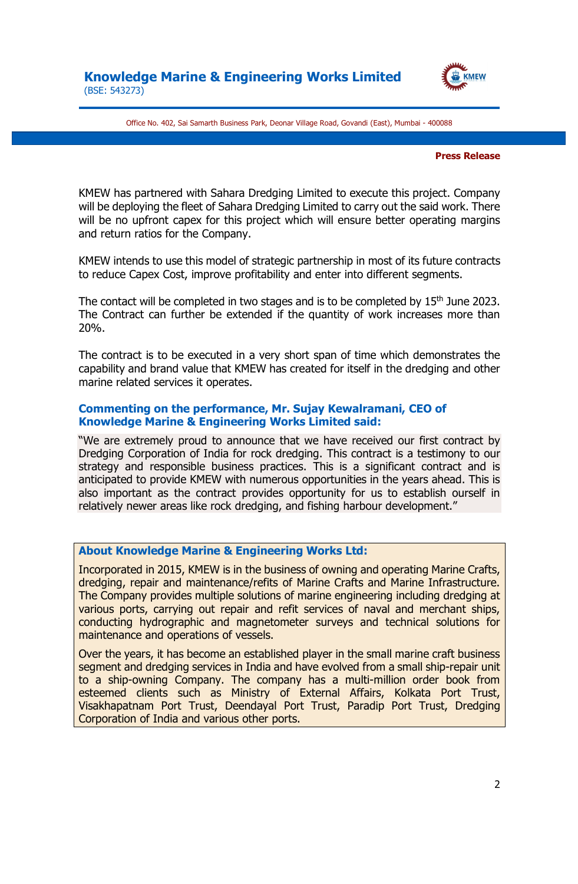**Press Release**

KMEW has partnered with Sahara Dredging Limited to execute this project. Company will be deploying the fleet of Sahara Dredging Limited to carry out the said work. There will be no upfront capex for this project which will ensure better operating margins and return ratios for the Company.

KMEW intends to use this model of strategic partnership in most of its future contracts to reduce Capex Cost, improve profitability and enter into different segments.

The contact will be completed in two stages and is to be completed by 15th June 2023. The Contract can further be extended if the quantity of work increases more than 20%.

The contract is to be executed in a very short span of time which demonstrates the capability and brand value that KMEW has created for itself in the dredging and other marine related services it operates.

**Commenting on the performance, Mr. Sujay Kewalramani, CEO of Knowledge Marine & Engineering Works Limited said:**

"We are extremely proud to announce that we have received our first contract by Dredging Corporation of India for rock dredging. This contract is a testimony to our strategy and responsible business practices. This is a significant contract and is anticipated to provide KMEW with numerous opportunities in the years ahead. This is also important as the contract provides opportunity for us to establish ourself in relatively newer areas like rock dredging, and fishing harbour development."

**About Knowledge Marine & Engineering Works Ltd:**

Incorporated in 2015, KMEW is in the business of owning and operating Marine Crafts, dredging, repair and maintenance/refits of Marine Crafts and Marine Infrastructure. The Company provides multiple solutions of marine engineering including dredging at various ports, carrying out repair and refit services of naval and merchant ships, conducting hydrographic and magnetometer surveys and technical solutions for maintenance and operations of vessels.

Over the years, it has become an established player in the small marine craft business segment and dredging services in India and have evolved from a small ship-repair unit to a ship-owning Company. The company has a multi-million order book from esteemed clients such as Ministry of External Affairs, Kolkata Port Trust, Visakhapatnam Port Trust, Deendayal Port Trust, Paradip Port Trust, Dredging Corporation of India and various other ports.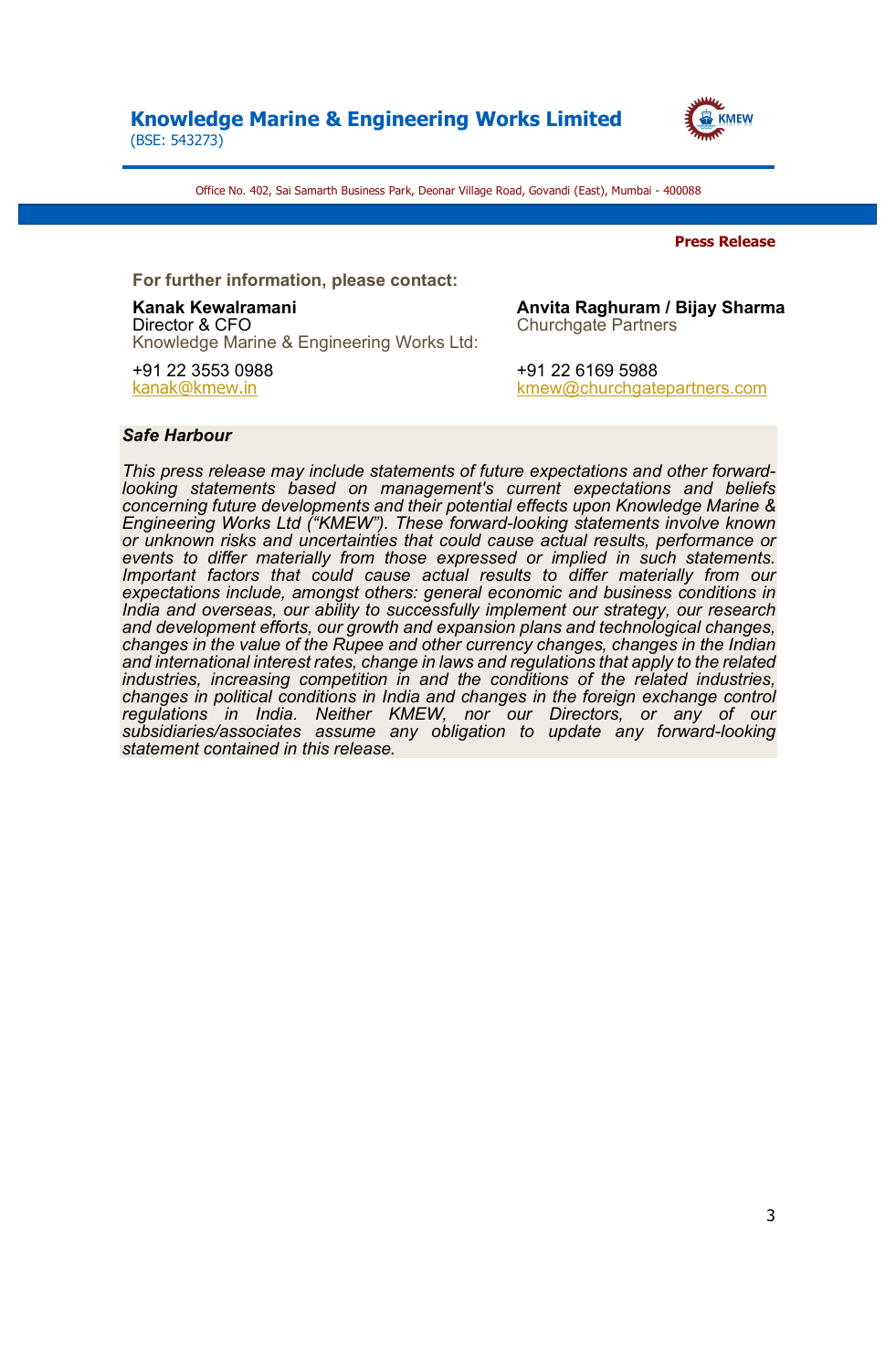**Knowledge Marine & Engineering Works Limited**
(BSE: 543273)

Office No. 402, Sai Samarth Business Park, Deonar Village Road, Govandi (East), Mumbai - 400088

**Press Release**

**For further information, please contact:**

**Kanak Kewalramani**
Director & CFO
Knowledge Marine & Engineering Works Ltd:

+91 22 3553 0988
kanak@kmew.in

**Anvita Raghuram / Bijay Sharma**
Churchgate Partners

+91 22 6169 5988
kmew@churchgatepartners.com

***Safe Harbour***

*This press release may include statements of future expectations and other forward-looking statements based on management's current expectations and beliefs concerning future developments and their potential effects upon Knowledge Marine & Engineering Works Ltd ("KMEW"). These forward-looking statements involve known or unknown risks and uncertainties that could cause actual results, performance or events to differ materially from those expressed or implied in such statements. Important factors that could cause actual results to differ materially from our expectations include, amongst others: general economic and business conditions in India and overseas, our ability to successfully implement our strategy, our research and development efforts, our growth and expansion plans and technological changes, changes in the value of the Rupee and other currency changes, changes in the Indian and international interest rates, change in laws and regulations that apply to the related industries, increasing competition in and the conditions of the related industries, changes in political conditions in India and changes in the foreign exchange control regulations in India. Neither KMEW, nor our Directors, or any of our subsidiaries/associates assume any obligation to update any forward-looking statement contained in this release.*